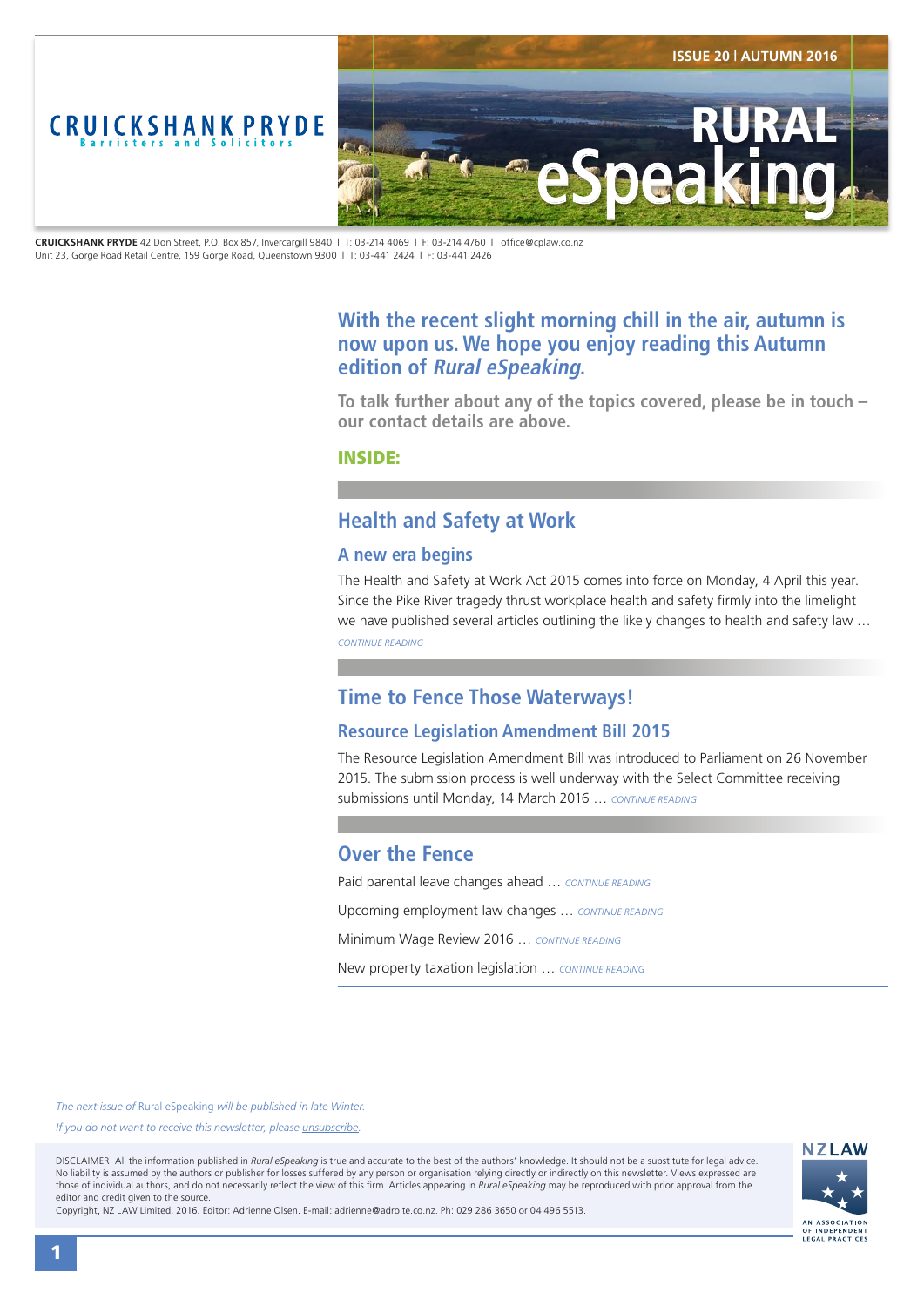# CRUICKSHANK PRYDE

Barristers and Solicitors

ISSUE 20 | AUTUMN 2016

# RURAL eSpeaking

**CRUICKSHANK PRYDE** 42 Don Street, P.O. Box 857, Invercargill 9840 | T: 03-214 4069 | F: 03-214 4760 | office@cplaw.co.nz
Unit 23, Gorge Road Retail Centre, 159 Gorge Road, Queenstown 9300 | T: 03-441 2424 | F: 03-441 2426

## With the recent slight morning chill in the air, autumn is now upon us. We hope you enjoy reading this Autumn edition of *Rural eSpeaking*.

**To talk further about any of the topics covered, please be in touch – our contact details are above.**

**INSIDE:**

## Health and Safety at Work

### A new era begins

The Health and Safety at Work Act 2015 comes into force on Monday, 4 April this year. Since the Pike River tragedy thrust workplace health and safety firmly into the limelight we have published several articles outlining the likely changes to health and safety law … *CONTINUE READING*

## Time to Fence Those Waterways!

### Resource Legislation Amendment Bill 2015

The Resource Legislation Amendment Bill was introduced to Parliament on 26 November 2015. The submission process is well underway with the Select Committee receiving submissions until Monday, 14 March 2016 … *CONTINUE READING*

## Over the Fence

Paid parental leave changes ahead … *CONTINUE READING*

Upcoming employment law changes … *CONTINUE READING*

Minimum Wage Review 2016 … *CONTINUE READING*

New property taxation legislation … *CONTINUE READING*

*The next issue of* Rural eSpeaking *will be published in late Winter.*

*If you do not want to receive this newsletter, please unsubscribe.*

DISCLAIMER: All the information published in *Rural eSpeaking* is true and accurate to the best of the authors' knowledge. It should not be a substitute for legal advice. No liability is assumed by the authors or publisher for losses suffered by any person or organisation relying directly or indirectly on this newsletter. Views expressed are those of individual authors, and do not necessarily reflect the view of this firm. Articles appearing in *Rural eSpeaking* may be reproduced with prior approval from the editor and credit given to the source.
Copyright, NZ LAW Limited, 2016. Editor: Adrienne Olsen. E-mail: adrienne@adroite.co.nz. Ph: 029 286 3650 or 04 496 5513.

NZLAW
AN ASSOCIATION OF INDEPENDENT LEGAL PRACTICES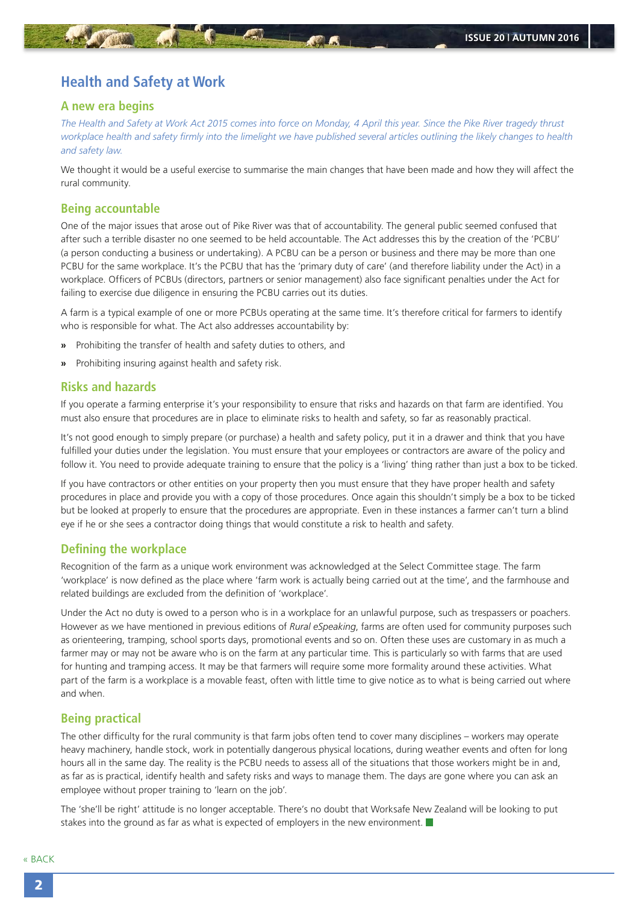# Health and Safety at Work

## A new era begins

*The Health and Safety at Work Act 2015 comes into force on Monday, 4 April this year. Since the Pike River tragedy thrust workplace health and safety firmly into the limelight we have published several articles outlining the likely changes to health and safety law.*

We thought it would be a useful exercise to summarise the main changes that have been made and how they will affect the rural community.

## Being accountable

One of the major issues that arose out of Pike River was that of accountability. The general public seemed confused that after such a terrible disaster no one seemed to be held accountable. The Act addresses this by the creation of the 'PCBU' (a person conducting a business or undertaking). A PCBU can be a person or business and there may be more than one PCBU for the same workplace. It's the PCBU that has the 'primary duty of care' (and therefore liability under the Act) in a workplace. Officers of PCBUs (directors, partners or senior management) also face significant penalties under the Act for failing to exercise due diligence in ensuring the PCBU carries out its duties.

A farm is a typical example of one or more PCBUs operating at the same time. It's therefore critical for farmers to identify who is responsible for what. The Act also addresses accountability by:

- Prohibiting the transfer of health and safety duties to others, and
- Prohibiting insuring against health and safety risk.

## Risks and hazards

If you operate a farming enterprise it's your responsibility to ensure that risks and hazards on that farm are identified. You must also ensure that procedures are in place to eliminate risks to health and safety, so far as reasonably practical.

It's not good enough to simply prepare (or purchase) a health and safety policy, put it in a drawer and think that you have fulfilled your duties under the legislation. You must ensure that your employees or contractors are aware of the policy and follow it. You need to provide adequate training to ensure that the policy is a 'living' thing rather than just a box to be ticked.

If you have contractors or other entities on your property then you must ensure that they have proper health and safety procedures in place and provide you with a copy of those procedures. Once again this shouldn't simply be a box to be ticked but be looked at properly to ensure that the procedures are appropriate. Even in these instances a farmer can't turn a blind eye if he or she sees a contractor doing things that would constitute a risk to health and safety.

## Defining the workplace

Recognition of the farm as a unique work environment was acknowledged at the Select Committee stage. The farm 'workplace' is now defined as the place where 'farm work is actually being carried out at the time', and the farmhouse and related buildings are excluded from the definition of 'workplace'.

Under the Act no duty is owed to a person who is in a workplace for an unlawful purpose, such as trespassers or poachers. However as we have mentioned in previous editions of *Rural eSpeaking*, farms are often used for community purposes such as orienteering, tramping, school sports days, promotional events and so on. Often these uses are customary in as much a farmer may or may not be aware who is on the farm at any particular time. This is particularly so with farms that are used for hunting and tramping access. It may be that farmers will require some more formality around these activities. What part of the farm is a workplace is a movable feast, often with little time to give notice as to what is being carried out where and when.

## Being practical

The other difficulty for the rural community is that farm jobs often tend to cover many disciplines – workers may operate heavy machinery, handle stock, work in potentially dangerous physical locations, during weather events and often for long hours all in the same day. The reality is the PCBU needs to assess all of the situations that those workers might be in and, as far as is practical, identify health and safety risks and ways to manage them. The days are gone where you can ask an employee without proper training to 'learn on the job'.

The 'she'll be right' attitude is no longer acceptable. There's no doubt that Worksafe New Zealand will be looking to put stakes into the ground as far as what is expected of employers in the new environment.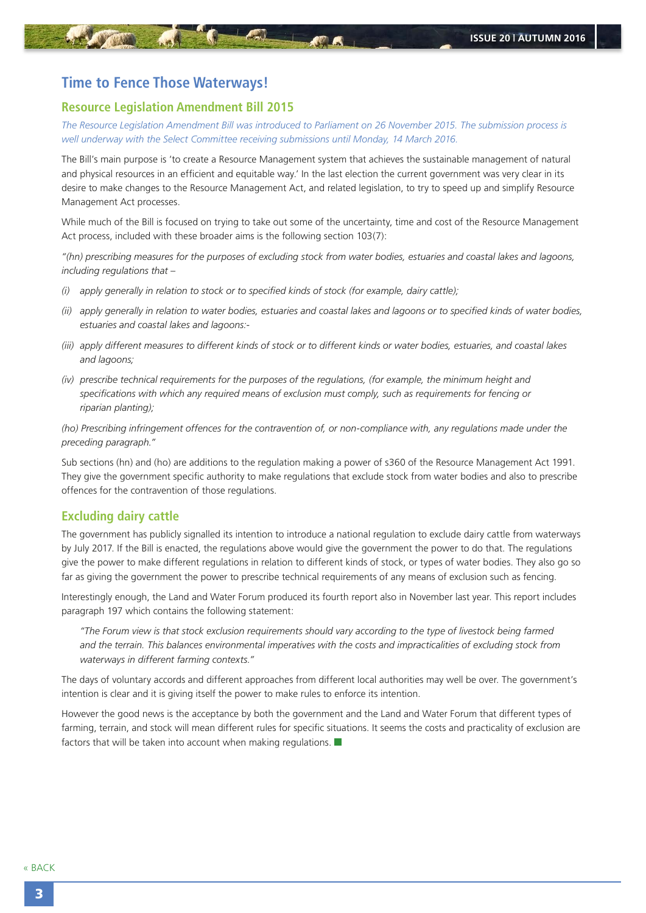## Time to Fence Those Waterways!

### Resource Legislation Amendment Bill 2015

*The Resource Legislation Amendment Bill was introduced to Parliament on 26 November 2015. The submission process is well underway with the Select Committee receiving submissions until Monday, 14 March 2016.*

The Bill's main purpose is 'to create a Resource Management system that achieves the sustainable management of natural and physical resources in an efficient and equitable way.' In the last election the current government was very clear in its desire to make changes to the Resource Management Act, and related legislation, to try to speed up and simplify Resource Management Act processes.

While much of the Bill is focused on trying to take out some of the uncertainty, time and cost of the Resource Management Act process, included with these broader aims is the following section 103(7):

*"(hn) prescribing measures for the purposes of excluding stock from water bodies, estuaries and coastal lakes and lagoons, including regulations that –*

- *(i) apply generally in relation to stock or to specified kinds of stock (for example, dairy cattle);*
- *(ii) apply generally in relation to water bodies, estuaries and coastal lakes and lagoons or to specified kinds of water bodies, estuaries and coastal lakes and lagoons:-*
- *(iii) apply different measures to different kinds of stock or to different kinds or water bodies, estuaries, and coastal lakes and lagoons;*
- *(iv) prescribe technical requirements for the purposes of the regulations, (for example, the minimum height and specifications with which any required means of exclusion must comply, such as requirements for fencing or riparian planting);*

*(ho) Prescribing infringement offences for the contravention of, or non-compliance with, any regulations made under the preceding paragraph."*

Sub sections (hn) and (ho) are additions to the regulation making a power of s360 of the Resource Management Act 1991. They give the government specific authority to make regulations that exclude stock from water bodies and also to prescribe offences for the contravention of those regulations.

### Excluding dairy cattle

The government has publicly signalled its intention to introduce a national regulation to exclude dairy cattle from waterways by July 2017. If the Bill is enacted, the regulations above would give the government the power to do that. The regulations give the power to make different regulations in relation to different kinds of stock, or types of water bodies. They also go so far as giving the government the power to prescribe technical requirements of any means of exclusion such as fencing.

Interestingly enough, the Land and Water Forum produced its fourth report also in November last year. This report includes paragraph 197 which contains the following statement:

> *"The Forum view is that stock exclusion requirements should vary according to the type of livestock being farmed and the terrain. This balances environmental imperatives with the costs and impracticalities of excluding stock from waterways in different farming contexts."*

The days of voluntary accords and different approaches from different local authorities may well be over. The government's intention is clear and it is giving itself the power to make rules to enforce its intention.

However the good news is the acceptance by both the government and the Land and Water Forum that different types of farming, terrain, and stock will mean different rules for specific situations. It seems the costs and practicality of exclusion are factors that will be taken into account when making regulations.

« BACK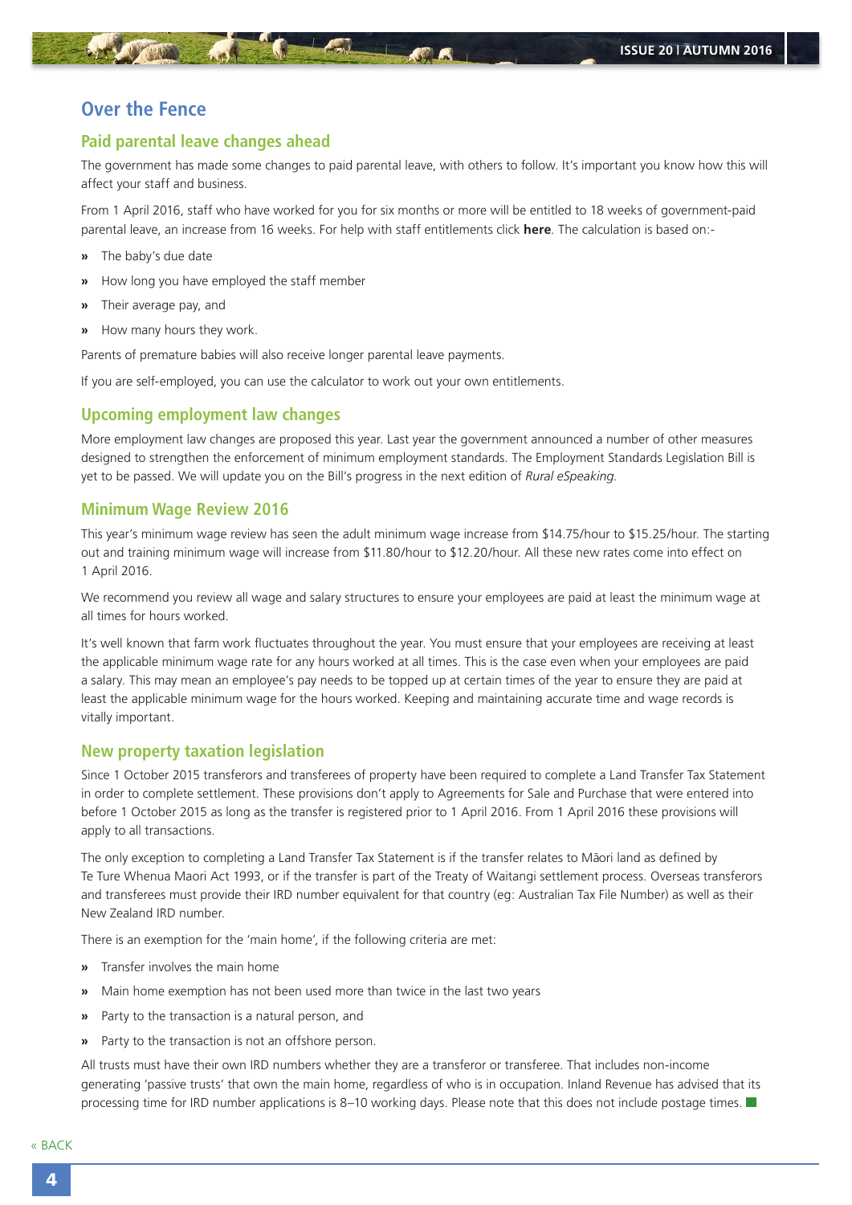## Over the Fence

### Paid parental leave changes ahead

The government has made some changes to paid parental leave, with others to follow. It's important you know how this will affect your staff and business.

From 1 April 2016, staff who have worked for you for six months or more will be entitled to 18 weeks of government-paid parental leave, an increase from 16 weeks. For help with staff entitlements click **here**. The calculation is based on:-

- The baby's due date
- How long you have employed the staff member
- Their average pay, and
- How many hours they work.

Parents of premature babies will also receive longer parental leave payments.

If you are self-employed, you can use the calculator to work out your own entitlements.

### Upcoming employment law changes

More employment law changes are proposed this year. Last year the government announced a number of other measures designed to strengthen the enforcement of minimum employment standards. The Employment Standards Legislation Bill is yet to be passed. We will update you on the Bill's progress in the next edition of *Rural eSpeaking*.

### Minimum Wage Review 2016

This year's minimum wage review has seen the adult minimum wage increase from $14.75/hour to $15.25/hour. The starting out and training minimum wage will increase from $11.80/hour to $12.20/hour. All these new rates come into effect on 1 April 2016.

We recommend you review all wage and salary structures to ensure your employees are paid at least the minimum wage at all times for hours worked.

It's well known that farm work fluctuates throughout the year. You must ensure that your employees are receiving at least the applicable minimum wage rate for any hours worked at all times. This is the case even when your employees are paid a salary. This may mean an employee's pay needs to be topped up at certain times of the year to ensure they are paid at least the applicable minimum wage for the hours worked. Keeping and maintaining accurate time and wage records is vitally important.

### New property taxation legislation

Since 1 October 2015 transferors and transferees of property have been required to complete a Land Transfer Tax Statement in order to complete settlement. These provisions don't apply to Agreements for Sale and Purchase that were entered into before 1 October 2015 as long as the transfer is registered prior to 1 April 2016. From 1 April 2016 these provisions will apply to all transactions.

The only exception to completing a Land Transfer Tax Statement is if the transfer relates to Māori land as defined by Te Ture Whenua Maori Act 1993, or if the transfer is part of the Treaty of Waitangi settlement process. Overseas transferors and transferees must provide their IRD number equivalent for that country (eg: Australian Tax File Number) as well as their New Zealand IRD number.

There is an exemption for the 'main home', if the following criteria are met:

- Transfer involves the main home
- Main home exemption has not been used more than twice in the last two years
- Party to the transaction is a natural person, and
- Party to the transaction is not an offshore person.

All trusts must have their own IRD numbers whether they are a transferor or transferee. That includes non-income generating 'passive trusts' that own the main home, regardless of who is in occupation. Inland Revenue has advised that its processing time for IRD number applications is 8–10 working days. Please note that this does not include postage times.

« BACK